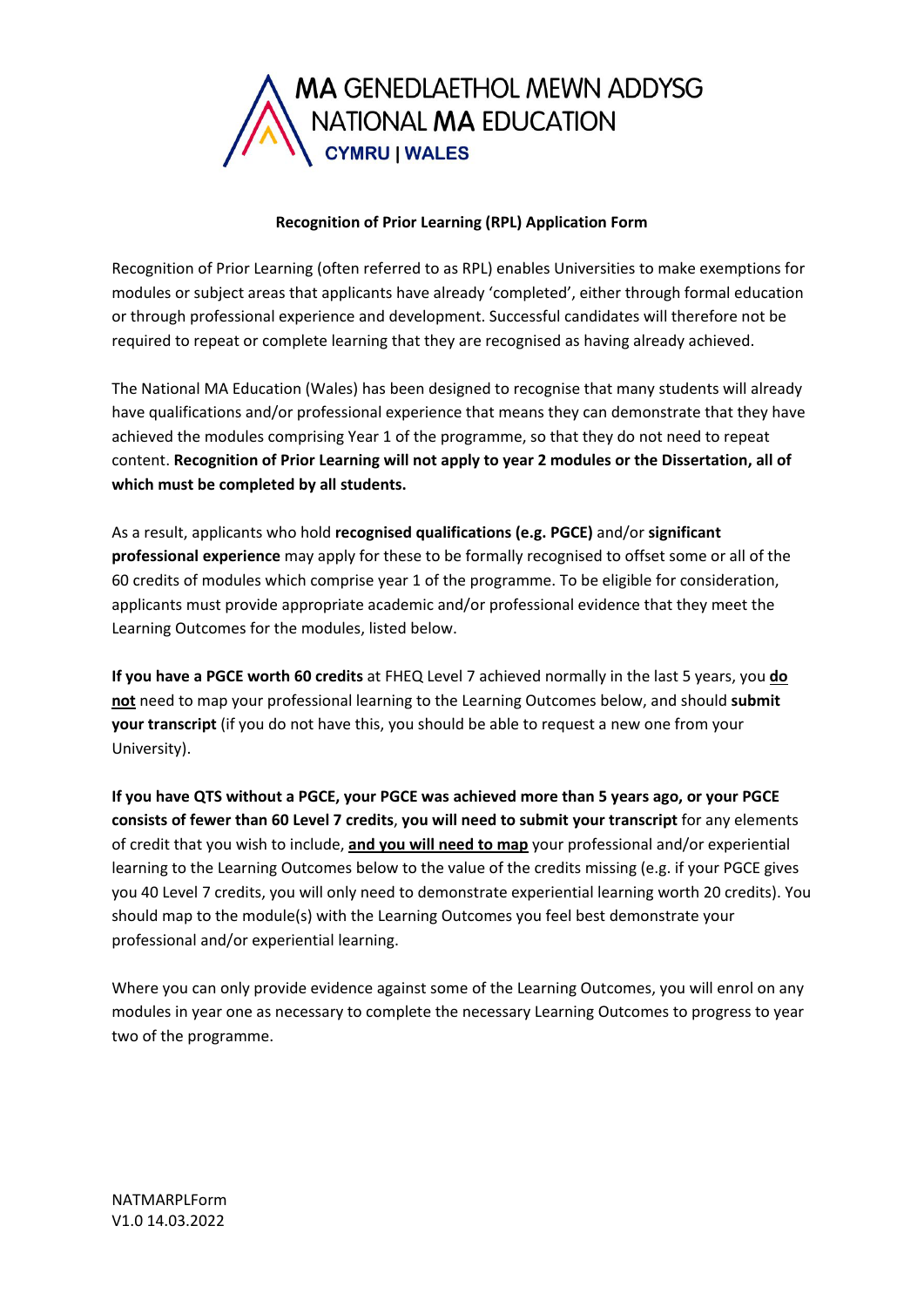MA GENEDLAETHOL MEWN ADDYSG
NATIONAL MA EDUCATION
CYMRU | WALES

## Recognition of Prior Learning (RPL) Application Form

Recognition of Prior Learning (often referred to as RPL) enables Universities to make exemptions for modules or subject areas that applicants have already 'completed', either through formal education or through professional experience and development. Successful candidates will therefore not be required to repeat or complete learning that they are recognised as having already achieved.

The National MA Education (Wales) has been designed to recognise that many students will already have qualifications and/or professional experience that means they can demonstrate that they have achieved the modules comprising Year 1 of the programme, so that they do not need to repeat content. **Recognition of Prior Learning will not apply to year 2 modules or the Dissertation, all of which must be completed by all students.**

As a result, applicants who hold **recognised qualifications (e.g. PGCE)** and/or **significant professional experience** may apply for these to be formally recognised to offset some or all of the 60 credits of modules which comprise year 1 of the programme. To be eligible for consideration, applicants must provide appropriate academic and/or professional evidence that they meet the Learning Outcomes for the modules, listed below.

**If you have a PGCE worth 60 credits** at FHEQ Level 7 achieved normally in the last 5 years, you <u>**do not**</u> need to map your professional learning to the Learning Outcomes below, and should **submit your transcript** (if you do not have this, you should be able to request a new one from your University).

**If you have QTS without a PGCE, your PGCE was achieved more than 5 years ago, or your PGCE consists of fewer than 60 Level 7 credits**, **you will need to submit your transcript** for any elements of credit that you wish to include, <u>**and you will need to map**</u> your professional and/or experiential learning to the Learning Outcomes below to the value of the credits missing (e.g. if your PGCE gives you 40 Level 7 credits, you will only need to demonstrate experiential learning worth 20 credits). You should map to the module(s) with the Learning Outcomes you feel best demonstrate your professional and/or experiential learning.

Where you can only provide evidence against some of the Learning Outcomes, you will enrol on any modules in year one as necessary to complete the necessary Learning Outcomes to progress to year two of the programme.

NATMARPLForm
V1.0 14.03.2022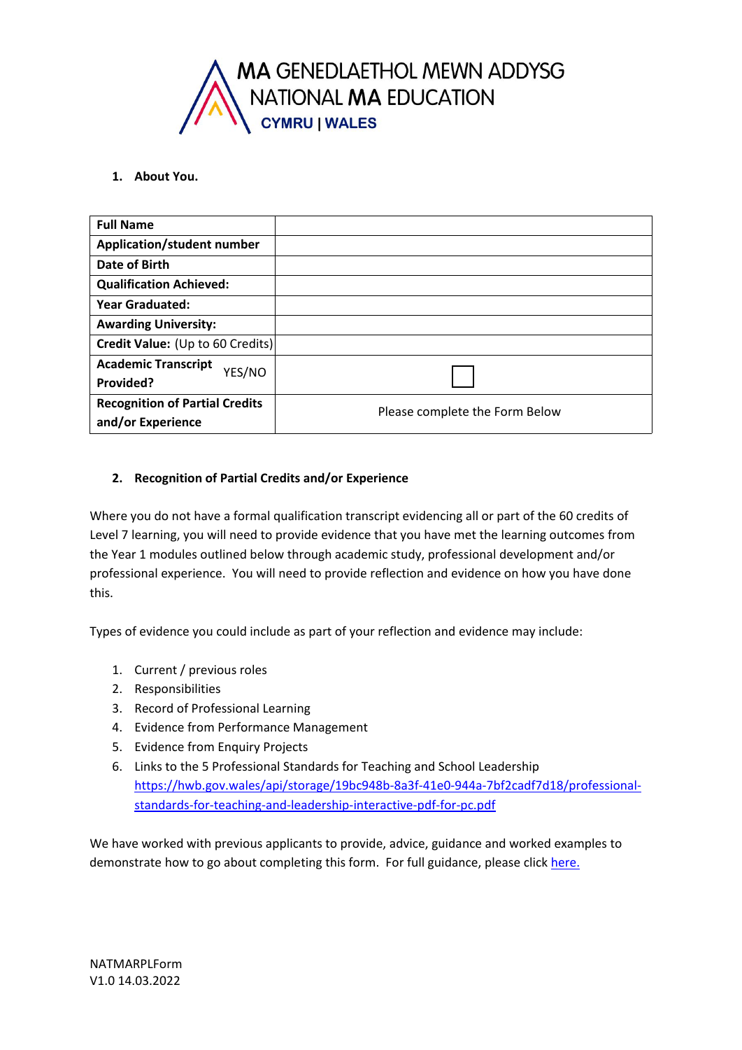MA GENEDLAETHOL MEWN ADDYSG
NATIONAL MA EDUCATION
CYMRU | WALES

1. **About You.**

| **Full Name** | |
|---|---|
| **Application/student number** | |
| **Date of Birth** | |
| **Qualification Achieved:** | |
| **Year Graduated:** | |
| **Awarding University:** | |
| **Credit Value:** (Up to 60 Credits) | |
| **Academic Transcript Provided?** YES/NO | ☐ |
| **Recognition of Partial Credits and/or Experience** | Please complete the Form Below |

2. **Recognition of Partial Credits and/or Experience**

Where you do not have a formal qualification transcript evidencing all or part of the 60 credits of Level 7 learning, you will need to provide evidence that you have met the learning outcomes from the Year 1 modules outlined below through academic study, professional development and/or professional experience. You will need to provide reflection and evidence on how you have done this.

Types of evidence you could include as part of your reflection and evidence may include:

1. Current / previous roles
2. Responsibilities
3. Record of Professional Learning
4. Evidence from Performance Management
5. Evidence from Enquiry Projects
6. Links to the 5 Professional Standards for Teaching and School Leadership https://hwb.gov.wales/api/storage/19bc948b-8a3f-41e0-944a-7bf2cadf7d18/professional-standards-for-teaching-and-leadership-interactive-pdf-for-pc.pdf

We have worked with previous applicants to provide, advice, guidance and worked examples to demonstrate how to go about completing this form. For full guidance, please click here.

NATMARPLForm
V1.0 14.03.2022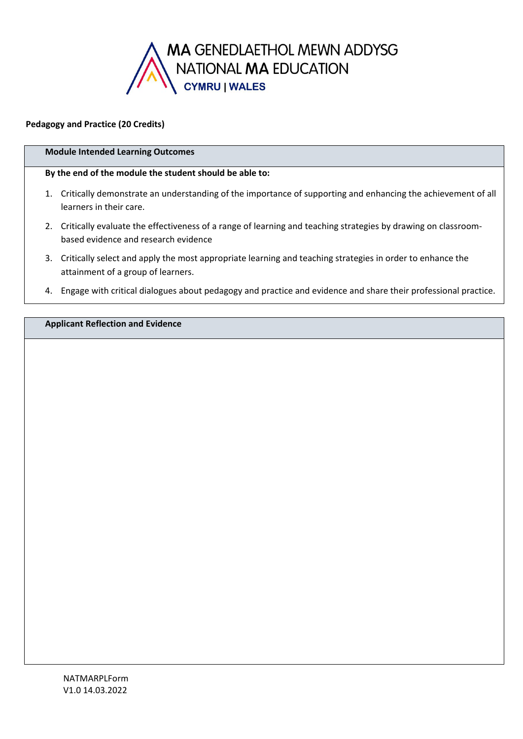MA GENEDLAETHOL MEWN ADDYSG
NATIONAL MA EDUCATION
CYMRU | WALES

**Pedagogy and Practice (20 Credits)**

| **Module Intended Learning Outcomes** |
| --- |
| **By the end of the module the student should be able to:**<br>1. Critically demonstrate an understanding of the importance of supporting and enhancing the achievement of all learners in their care.<br>2. Critically evaluate the effectiveness of a range of learning and teaching strategies by drawing on classroom-based evidence and research evidence<br>3. Critically select and apply the most appropriate learning and teaching strategies in order to enhance the attainment of a group of learners.<br>4. Engage with critical dialogues about pedagogy and practice and evidence and share their professional practice. |

| **Applicant Reflection and Evidence** |
| --- |
| |

NATMARPLForm
V1.0 14.03.2022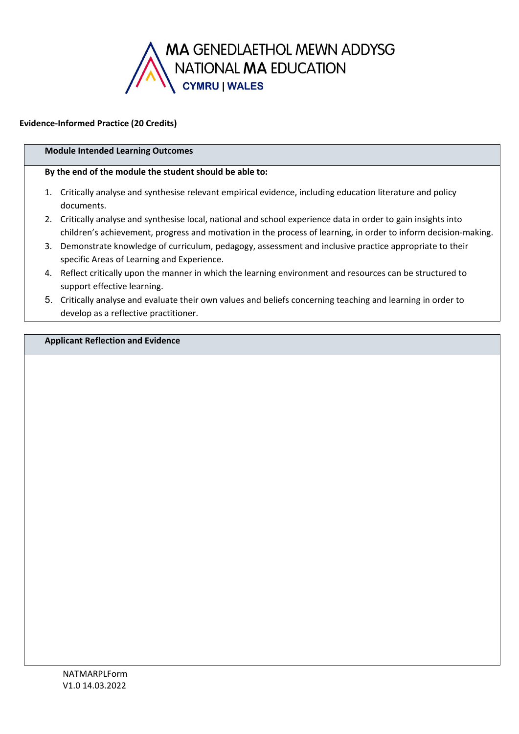MA GENEDLAETHOL MEWN ADDYSG
NATIONAL MA EDUCATION
CYMRU | WALES

**Evidence-Informed Practice (20 Credits)**

| **Module Intended Learning Outcomes** |
|---|
| **By the end of the module the student should be able to:** <br> 1. Critically analyse and synthesise relevant empirical evidence, including education literature and policy documents. <br> 2. Critically analyse and synthesise local, national and school experience data in order to gain insights into children's achievement, progress and motivation in the process of learning, in order to inform decision-making. <br> 3. Demonstrate knowledge of curriculum, pedagogy, assessment and inclusive practice appropriate to their specific Areas of Learning and Experience. <br> 4. Reflect critically upon the manner in which the learning environment and resources can be structured to support effective learning. <br> 5. Critically analyse and evaluate their own values and beliefs concerning teaching and learning in order to develop as a reflective practitioner. |

| **Applicant Reflection and Evidence** |
|---|
| |

NATMARPLForm
V1.0 14.03.2022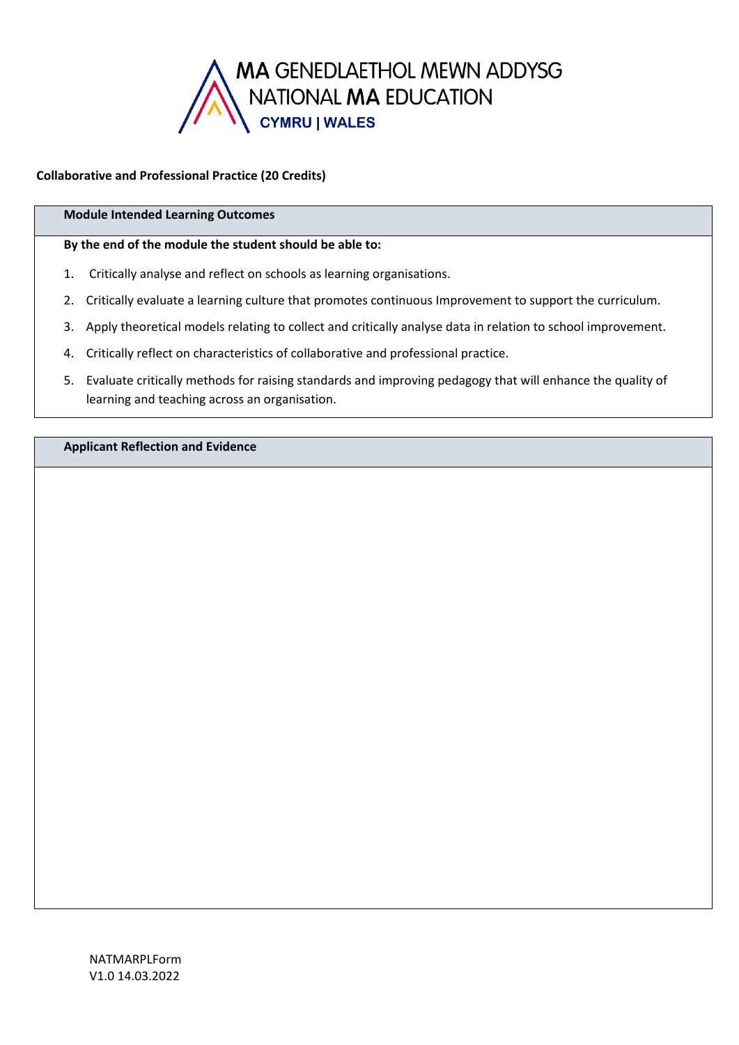MA GENEDLAETHOL MEWN ADDYSG
NATIONAL MA EDUCATION
CYMRU | WALES

**Collaborative and Professional Practice (20 Credits)**

| **Module Intended Learning Outcomes** |
| --- |
| **By the end of the module the student should be able to:**<br>1. Critically analyse and reflect on schools as learning organisations.<br>2. Critically evaluate a learning culture that promotes continuous Improvement to support the curriculum.<br>3. Apply theoretical models relating to collect and critically analyse data in relation to school improvement.<br>4. Critically reflect on characteristics of collaborative and professional practice.<br>5. Evaluate critically methods for raising standards and improving pedagogy that will enhance the quality of learning and teaching across an organisation. |

| **Applicant Reflection and Evidence** |
| --- |
| |

NATMARPLForm
V1.0 14.03.2022